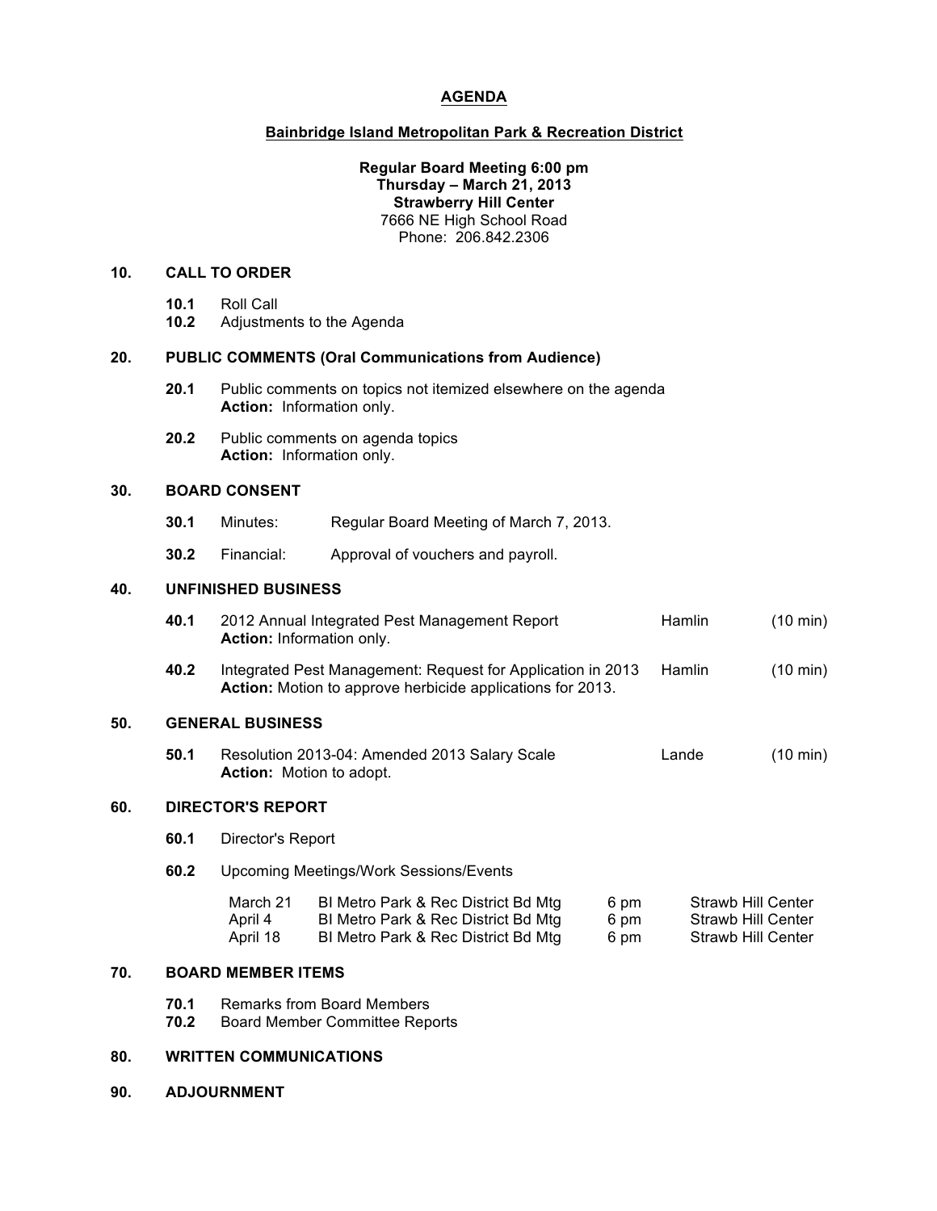# AGENDA

## Bainbridge Island Metropolitan Park & Recreation District

**Regular Board Meeting 6:00 pm**
**Thursday – March 21, 2013**
**Strawberry Hill Center**
7666 NE High School Road
Phone: 206.842.2306

### 10. CALL TO ORDER

**10.1** Roll Call
**10.2** Adjustments to the Agenda

### 20. PUBLIC COMMENTS (Oral Communications from Audience)

**20.1** Public comments on topics not itemized elsewhere on the agenda
**Action:** Information only.

**20.2** Public comments on agenda topics
**Action:** Information only.

### 30. BOARD CONSENT

**30.1** Minutes: Regular Board Meeting of March 7, 2013.

**30.2** Financial: Approval of vouchers and payroll.

### 40. UNFINISHED BUSINESS

**40.1** 2012 Annual Integrated Pest Management Report — Hamlin (10 min)
**Action:** Information only.

**40.2** Integrated Pest Management: Request for Application in 2013 — Hamlin (10 min)
**Action:** Motion to approve herbicide applications for 2013.

### 50. GENERAL BUSINESS

**50.1** Resolution 2013-04: Amended 2013 Salary Scale — Lande (10 min)
**Action:** Motion to adopt.

### 60. DIRECTOR'S REPORT

**60.1** Director's Report

**60.2** Upcoming Meetings/Work Sessions/Events

| | | | |
|---|---|---|---|
| March 21 | BI Metro Park & Rec District Bd Mtg | 6 pm | Strawb Hill Center |
| April 4 | BI Metro Park & Rec District Bd Mtg | 6 pm | Strawb Hill Center |
| April 18 | BI Metro Park & Rec District Bd Mtg | 6 pm | Strawb Hill Center |

### 70. BOARD MEMBER ITEMS

**70.1** Remarks from Board Members
**70.2** Board Member Committee Reports

### 80. WRITTEN COMMUNICATIONS

### 90. ADJOURNMENT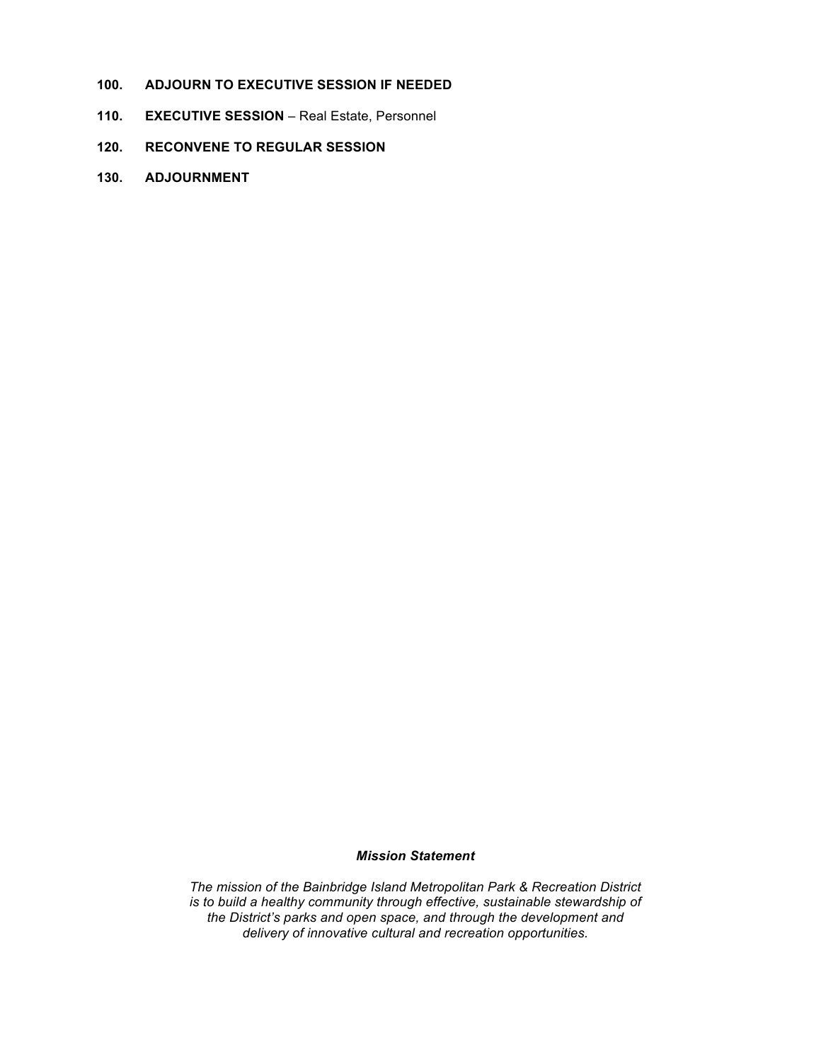**100. ADJOURN TO EXECUTIVE SESSION IF NEEDED**

**110. EXECUTIVE SESSION** – Real Estate, Personnel

**120. RECONVENE TO REGULAR SESSION**

**130. ADJOURNMENT**

***Mission Statement***

*The mission of the Bainbridge Island Metropolitan Park & Recreation District is to build a healthy community through effective, sustainable stewardship of the District's parks and open space, and through the development and delivery of innovative cultural and recreation opportunities.*